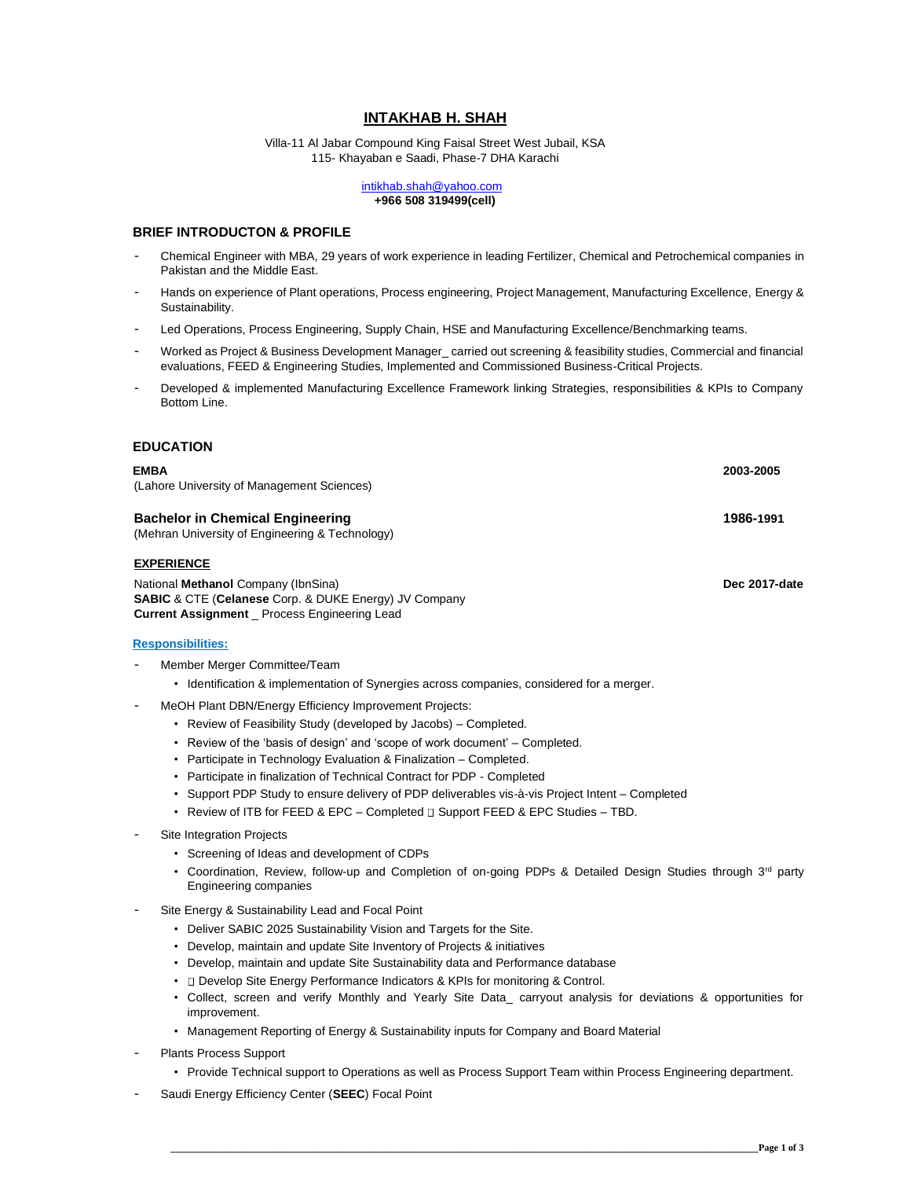# INTAKHAB H. SHAH

Villa-11 Al Jabar Compound King Faisal Street West Jubail, KSA
115- Khayaban e Saadi, Phase-7 DHA Karachi

intikhab.shah@yahoo.com
**+966 508 319499(cell)**

## BRIEF INTRODUCTON & PROFILE

- Chemical Engineer with MBA, 29 years of work experience in leading Fertilizer, Chemical and Petrochemical companies in Pakistan and the Middle East.
- Hands on experience of Plant operations, Process engineering, Project Management, Manufacturing Excellence, Energy & Sustainability.
- Led Operations, Process Engineering, Supply Chain, HSE and Manufacturing Excellence/Benchmarking teams.
- Worked as Project & Business Development Manager_ carried out screening & feasibility studies, Commercial and financial evaluations, FEED & Engineering Studies, Implemented and Commissioned Business-Critical Projects.
- Developed & implemented Manufacturing Excellence Framework linking Strategies, responsibilities & KPIs to Company Bottom Line.

## EDUCATION

**EMBA** — **2003-2005**
(Lahore University of Management Sciences)

**Bachelor in Chemical Engineering** — **1986-1991**
(Mehran University of Engineering & Technology)

## EXPERIENCE

National **Methanol** Company (IbnSina) — **Dec 2017-date**
**SABIC** & CTE (**Celanese** Corp. & DUKE Energy) JV Company
**Current Assignment** _ Process Engineering Lead

**Responsibilities:**

- Member Merger Committee/Team
  - Identification & implementation of Synergies across companies, considered for a merger.
- MeOH Plant DBN/Energy Efficiency Improvement Projects:
  - Review of Feasibility Study (developed by Jacobs) – Completed.
  - Review of the 'basis of design' and 'scope of work document' – Completed.
  - Participate in Technology Evaluation & Finalization – Completed.
  - Participate in finalization of Technical Contract for PDP - Completed
  - Support PDP Study to ensure delivery of PDP deliverables vis-à-vis Project Intent – Completed
  - Review of ITB for FEED & EPC – Completed  Support FEED & EPC Studies – TBD.
- Site Integration Projects
  - Screening of Ideas and development of CDPs
  - Coordination, Review, follow-up and Completion of on-going PDPs & Detailed Design Studies through 3rd party Engineering companies
- Site Energy & Sustainability Lead and Focal Point
  - Deliver SABIC 2025 Sustainability Vision and Targets for the Site.
  - Develop, maintain and update Site Inventory of Projects & initiatives
  - Develop, maintain and update Site Sustainability data and Performance database
  -  Develop Site Energy Performance Indicators & KPIs for monitoring & Control.
  - Collect, screen and verify Monthly and Yearly Site Data_ carryout analysis for deviations & opportunities for improvement.
  - Management Reporting of Energy & Sustainability inputs for Company and Board Material
- Plants Process Support
  - Provide Technical support to Operations as well as Process Support Team within Process Engineering department.
- Saudi Energy Efficiency Center (**SEEC**) Focal Point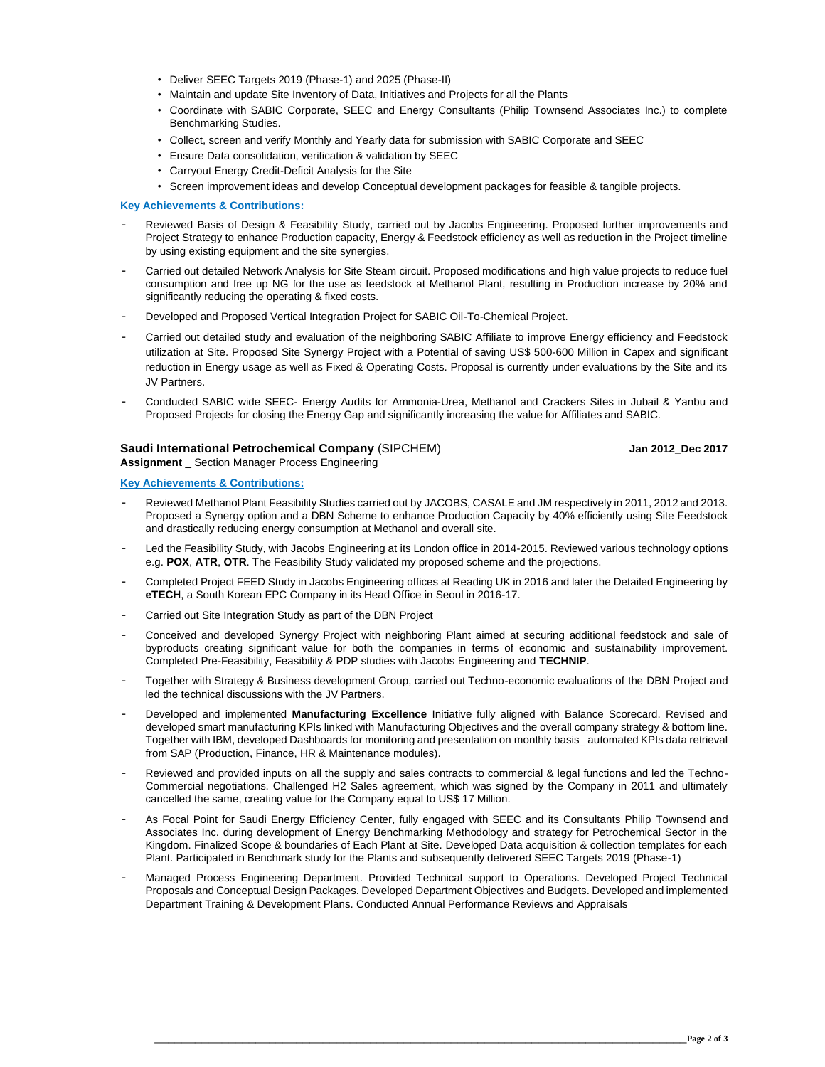- Deliver SEEC Targets 2019 (Phase-1) and 2025 (Phase-II)
- Maintain and update Site Inventory of Data, Initiatives and Projects for all the Plants
- Coordinate with SABIC Corporate, SEEC and Energy Consultants (Philip Townsend Associates Inc.) to complete Benchmarking Studies.
- Collect, screen and verify Monthly and Yearly data for submission with SABIC Corporate and SEEC
- Ensure Data consolidation, verification & validation by SEEC
- Carryout Energy Credit-Deficit Analysis for the Site
- Screen improvement ideas and develop Conceptual development packages for feasible & tangible projects.

**Key Achievements & Contributions:**

- Reviewed Basis of Design & Feasibility Study, carried out by Jacobs Engineering. Proposed further improvements and Project Strategy to enhance Production capacity, Energy & Feedstock efficiency as well as reduction in the Project timeline by using existing equipment and the site synergies.
- Carried out detailed Network Analysis for Site Steam circuit. Proposed modifications and high value projects to reduce fuel consumption and free up NG for the use as feedstock at Methanol Plant, resulting in Production increase by 20% and significantly reducing the operating & fixed costs.
- Developed and Proposed Vertical Integration Project for SABIC Oil-To-Chemical Project.
- Carried out detailed study and evaluation of the neighboring SABIC Affiliate to improve Energy efficiency and Feedstock utilization at Site. Proposed Site Synergy Project with a Potential of saving US$ 500-600 Million in Capex and significant reduction in Energy usage as well as Fixed & Operating Costs. Proposal is currently under evaluations by the Site and its JV Partners.
- Conducted SABIC wide SEEC- Energy Audits for Ammonia-Urea, Methanol and Crackers Sites in Jubail & Yanbu and Proposed Projects for closing the Energy Gap and significantly increasing the value for Affiliates and SABIC.

**Saudi International Petrochemical Company** (SIPCHEM) **Jan 2012_Dec 2017**
**Assignment** _ Section Manager Process Engineering

**Key Achievements & Contributions:**

- Reviewed Methanol Plant Feasibility Studies carried out by JACOBS, CASALE and JM respectively in 2011, 2012 and 2013. Proposed a Synergy option and a DBN Scheme to enhance Production Capacity by 40% efficiently using Site Feedstock and drastically reducing energy consumption at Methanol and overall site.
- Led the Feasibility Study, with Jacobs Engineering at its London office in 2014-2015. Reviewed various technology options e.g. **POX**, **ATR**, **OTR**. The Feasibility Study validated my proposed scheme and the projections.
- Completed Project FEED Study in Jacobs Engineering offices at Reading UK in 2016 and later the Detailed Engineering by **eTECH**, a South Korean EPC Company in its Head Office in Seoul in 2016-17.
- Carried out Site Integration Study as part of the DBN Project
- Conceived and developed Synergy Project with neighboring Plant aimed at securing additional feedstock and sale of byproducts creating significant value for both the companies in terms of economic and sustainability improvement. Completed Pre-Feasibility, Feasibility & PDP studies with Jacobs Engineering and **TECHNIP**.
- Together with Strategy & Business development Group, carried out Techno-economic evaluations of the DBN Project and led the technical discussions with the JV Partners.
- Developed and implemented **Manufacturing Excellence** Initiative fully aligned with Balance Scorecard. Revised and developed smart manufacturing KPIs linked with Manufacturing Objectives and the overall company strategy & bottom line. Together with IBM, developed Dashboards for monitoring and presentation on monthly basis_ automated KPIs data retrieval from SAP (Production, Finance, HR & Maintenance modules).
- Reviewed and provided inputs on all the supply and sales contracts to commercial & legal functions and led the Techno-Commercial negotiations. Challenged H2 Sales agreement, which was signed by the Company in 2011 and ultimately cancelled the same, creating value for the Company equal to US$ 17 Million.
- As Focal Point for Saudi Energy Efficiency Center, fully engaged with SEEC and its Consultants Philip Townsend and Associates Inc. during development of Energy Benchmarking Methodology and strategy for Petrochemical Sector in the Kingdom. Finalized Scope & boundaries of Each Plant at Site. Developed Data acquisition & collection templates for each Plant. Participated in Benchmark study for the Plants and subsequently delivered SEEC Targets 2019 (Phase-1)
- Managed Process Engineering Department. Provided Technical support to Operations. Developed Project Technical Proposals and Conceptual Design Packages. Developed Department Objectives and Budgets. Developed and implemented Department Training & Development Plans. Conducted Annual Performance Reviews and Appraisals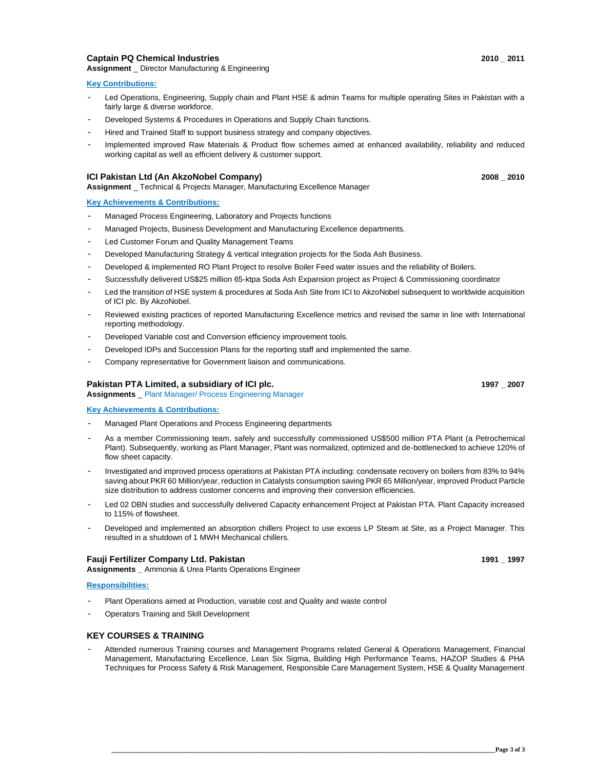### Captain PQ Chemical Industries — 2010 _ 2011

**Assignment** _ Director Manufacturing & Engineering

**Key Contributions:**

- Led Operations, Engineering, Supply chain and Plant HSE & admin Teams for multiple operating Sites in Pakistan with a fairly large & diverse workforce.
- Developed Systems & Procedures in Operations and Supply Chain functions.
- Hired and Trained Staff to support business strategy and company objectives.
- Implemented improved Raw Materials & Product flow schemes aimed at enhanced availability, reliability and reduced working capital as well as efficient delivery & customer support.

### ICI Pakistan Ltd (An AkzoNobel Company) — 2008 _ 2010

**Assignment** _ Technical & Projects Manager, Manufacturing Excellence Manager

**Key Achievements & Contributions:**

- Managed Process Engineering, Laboratory and Projects functions
- Managed Projects, Business Development and Manufacturing Excellence departments.
- Led Customer Forum and Quality Management Teams
- Developed Manufacturing Strategy & vertical integration projects for the Soda Ash Business.
- Developed & implemented RO Plant Project to resolve Boiler Feed water issues and the reliability of Boilers.
- Successfully delivered US$25 million 65-ktpa Soda Ash Expansion project as Project & Commissioning coordinator
- Led the transition of HSE system & procedures at Soda Ash Site from ICI to AkzoNobel subsequent to worldwide acquisition of ICI plc. By AkzoNobel.
- Reviewed existing practices of reported Manufacturing Excellence metrics and revised the same in line with International reporting methodology.
- Developed Variable cost and Conversion efficiency improvement tools.
- Developed IDPs and Succession Plans for the reporting staff and implemented the same.
- Company representative for Government liaison and communications.

### Pakistan PTA Limited, a subsidiary of ICI plc. — 1997 _ 2007

**Assignments** _ Plant Manager/ Process Engineering Manager

**Key Achievements & Contributions:**

- Managed Plant Operations and Process Engineering departments
- As a member Commissioning team, safely and successfully commissioned US$500 million PTA Plant (a Petrochemical Plant). Subsequently, working as Plant Manager, Plant was normalized, optimized and de-bottlenecked to achieve 120% of flow sheet capacity.
- Investigated and improved process operations at Pakistan PTA including: condensate recovery on boilers from 83% to 94% saving about PKR 60 Million/year, reduction in Catalysts consumption saving PKR 65 Million/year, improved Product Particle size distribution to address customer concerns and improving their conversion efficiencies.
- Led 02 DBN studies and successfully delivered Capacity enhancement Project at Pakistan PTA. Plant Capacity increased to 115% of flowsheet.
- Developed and implemented an absorption chillers Project to use excess LP Steam at Site, as a Project Manager. This resulted in a shutdown of 1 MWH Mechanical chillers.

### Fauji Fertilizer Company Ltd. Pakistan — 1991 _ 1997

**Assignments** _ Ammonia & Urea Plants Operations Engineer

**Responsibilities:**

- Plant Operations aimed at Production, variable cost and Quality and waste control
- Operators Training and Skill Development

## KEY COURSES & TRAINING

- Attended numerous Training courses and Management Programs related General & Operations Management, Financial Management, Manufacturing Excellence, Lean Six Sigma, Building High Performance Teams, HAZOP Studies & PHA Techniques for Process Safety & Risk Management, Responsible Care Management System, HSE & Quality Management